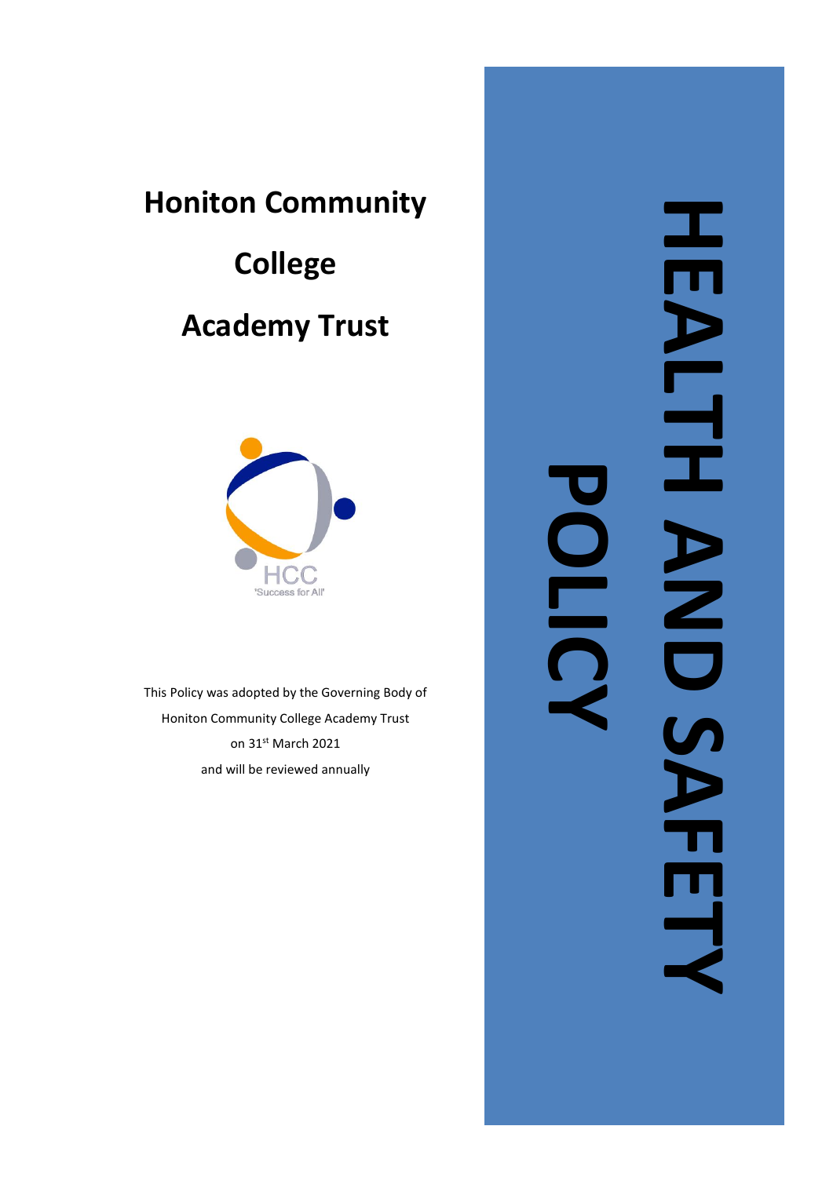# Honiton Community College Academy Trust

HCC
'Success for All'

This Policy was adopted by the Governing Body of Honiton Community College Academy Trust on 31st March 2021 and will be reviewed annually

# HEALTH AND SAFETY POLICY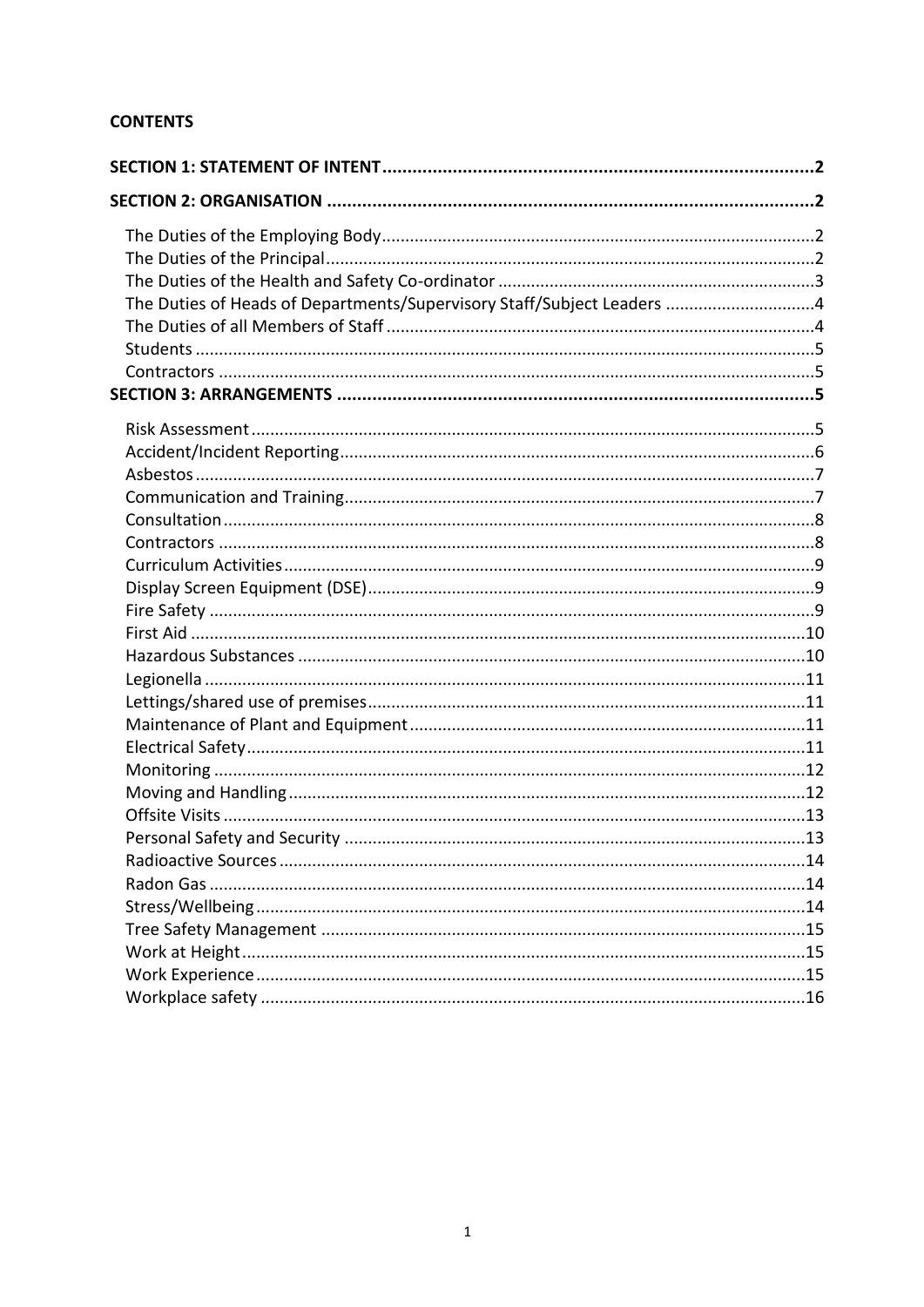**CONTENTS**

**SECTION 1: STATEMENT OF INTENT** .......... **2**

**SECTION 2: ORGANISATION** .......... **2**

- The Duties of the Employing Body .......... 2
- The Duties of the Principal .......... 2
- The Duties of the Health and Safety Co-ordinator .......... 3
- The Duties of Heads of Departments/Supervisory Staff/Subject Leaders .......... 4
- The Duties of all Members of Staff .......... 4
- Students .......... 5
- Contractors .......... 5

**SECTION 3: ARRANGEMENTS** .......... **5**

- Risk Assessment .......... 5
- Accident/Incident Reporting .......... 6
- Asbestos .......... 7
- Communication and Training .......... 7
- Consultation .......... 8
- Contractors .......... 8
- Curriculum Activities .......... 9
- Display Screen Equipment (DSE) .......... 9
- Fire Safety .......... 9
- First Aid .......... 10
- Hazardous Substances .......... 10
- Legionella .......... 11
- Lettings/shared use of premises .......... 11
- Maintenance of Plant and Equipment .......... 11
- Electrical Safety .......... 11
- Monitoring .......... 12
- Moving and Handling .......... 12
- Offsite Visits .......... 13
- Personal Safety and Security .......... 13
- Radioactive Sources .......... 14
- Radon Gas .......... 14
- Stress/Wellbeing .......... 14
- Tree Safety Management .......... 15
- Work at Height .......... 15
- Work Experience .......... 15
- Workplace safety .......... 16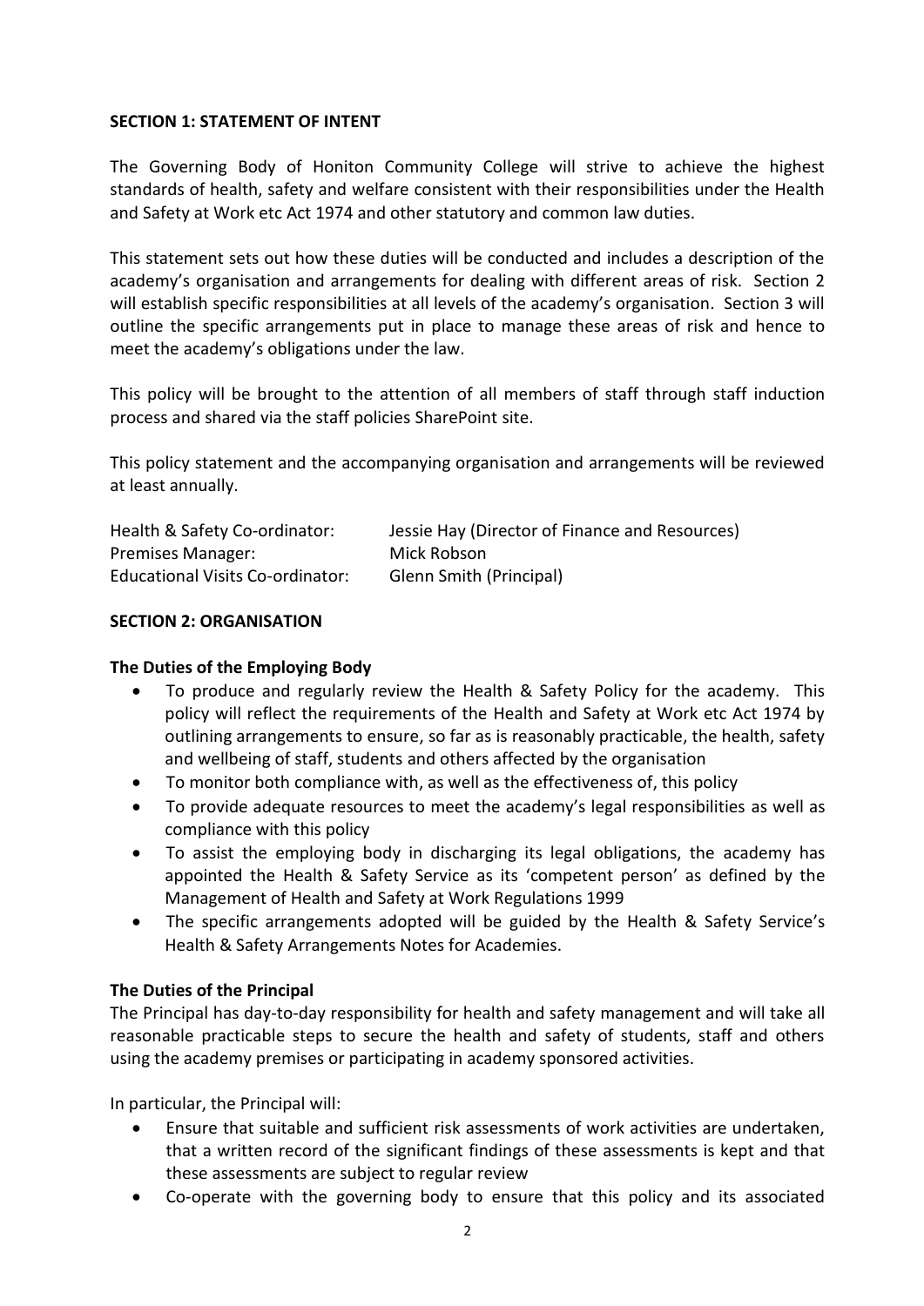## SECTION 1: STATEMENT OF INTENT

The Governing Body of Honiton Community College will strive to achieve the highest standards of health, safety and welfare consistent with their responsibilities under the Health and Safety at Work etc Act 1974 and other statutory and common law duties.

This statement sets out how these duties will be conducted and includes a description of the academy's organisation and arrangements for dealing with different areas of risk. Section 2 will establish specific responsibilities at all levels of the academy's organisation. Section 3 will outline the specific arrangements put in place to manage these areas of risk and hence to meet the academy's obligations under the law.

This policy will be brought to the attention of all members of staff through staff induction process and shared via the staff policies SharePoint site.

This policy statement and the accompanying organisation and arrangements will be reviewed at least annually.

| | |
|---|---|
| Health & Safety Co-ordinator: | Jessie Hay (Director of Finance and Resources) |
| Premises Manager: | Mick Robson |
| Educational Visits Co-ordinator: | Glenn Smith (Principal) |

## SECTION 2: ORGANISATION

### The Duties of the Employing Body

- To produce and regularly review the Health & Safety Policy for the academy. This policy will reflect the requirements of the Health and Safety at Work etc Act 1974 by outlining arrangements to ensure, so far as is reasonably practicable, the health, safety and wellbeing of staff, students and others affected by the organisation
- To monitor both compliance with, as well as the effectiveness of, this policy
- To provide adequate resources to meet the academy's legal responsibilities as well as compliance with this policy
- To assist the employing body in discharging its legal obligations, the academy has appointed the Health & Safety Service as its 'competent person' as defined by the Management of Health and Safety at Work Regulations 1999
- The specific arrangements adopted will be guided by the Health & Safety Service's Health & Safety Arrangements Notes for Academies.

### The Duties of the Principal

The Principal has day-to-day responsibility for health and safety management and will take all reasonable practicable steps to secure the health and safety of students, staff and others using the academy premises or participating in academy sponsored activities.

In particular, the Principal will:

- Ensure that suitable and sufficient risk assessments of work activities are undertaken, that a written record of the significant findings of these assessments is kept and that these assessments are subject to regular review
- Co-operate with the governing body to ensure that this policy and its associated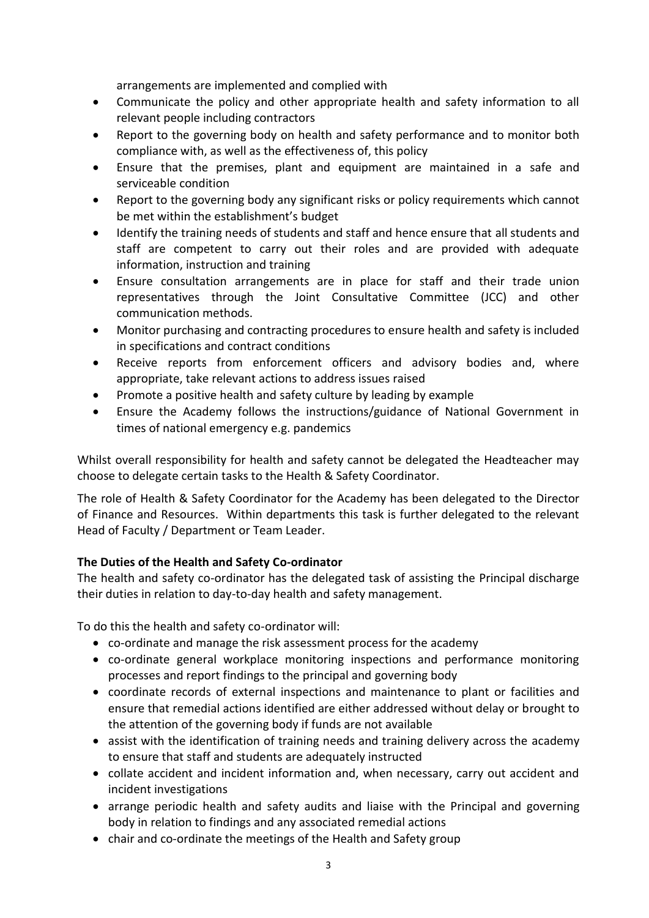arrangements are implemented and complied with

- Communicate the policy and other appropriate health and safety information to all relevant people including contractors
- Report to the governing body on health and safety performance and to monitor both compliance with, as well as the effectiveness of, this policy
- Ensure that the premises, plant and equipment are maintained in a safe and serviceable condition
- Report to the governing body any significant risks or policy requirements which cannot be met within the establishment's budget
- Identify the training needs of students and staff and hence ensure that all students and staff are competent to carry out their roles and are provided with adequate information, instruction and training
- Ensure consultation arrangements are in place for staff and their trade union representatives through the Joint Consultative Committee (JCC) and other communication methods.
- Monitor purchasing and contracting procedures to ensure health and safety is included in specifications and contract conditions
- Receive reports from enforcement officers and advisory bodies and, where appropriate, take relevant actions to address issues raised
- Promote a positive health and safety culture by leading by example
- Ensure the Academy follows the instructions/guidance of National Government in times of national emergency e.g. pandemics

Whilst overall responsibility for health and safety cannot be delegated the Headteacher may choose to delegate certain tasks to the Health & Safety Coordinator.

The role of Health & Safety Coordinator for the Academy has been delegated to the Director of Finance and Resources. Within departments this task is further delegated to the relevant Head of Faculty / Department or Team Leader.

**The Duties of the Health and Safety Co-ordinator**

The health and safety co-ordinator has the delegated task of assisting the Principal discharge their duties in relation to day-to-day health and safety management.

To do this the health and safety co-ordinator will:

- co-ordinate and manage the risk assessment process for the academy
- co-ordinate general workplace monitoring inspections and performance monitoring processes and report findings to the principal and governing body
- coordinate records of external inspections and maintenance to plant or facilities and ensure that remedial actions identified are either addressed without delay or brought to the attention of the governing body if funds are not available
- assist with the identification of training needs and training delivery across the academy to ensure that staff and students are adequately instructed
- collate accident and incident information and, when necessary, carry out accident and incident investigations
- arrange periodic health and safety audits and liaise with the Principal and governing body in relation to findings and any associated remedial actions
- chair and co-ordinate the meetings of the Health and Safety group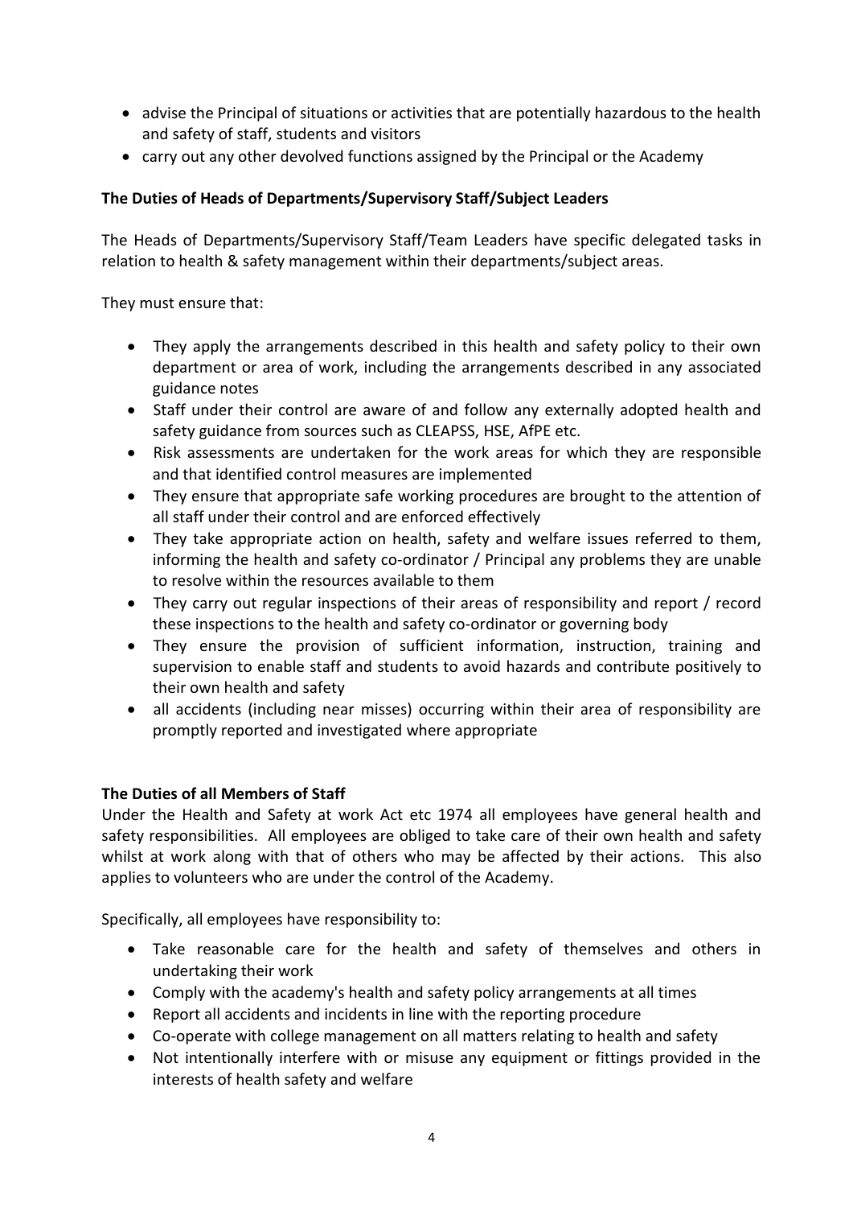- advise the Principal of situations or activities that are potentially hazardous to the health and safety of staff, students and visitors
- carry out any other devolved functions assigned by the Principal or the Academy

**The Duties of Heads of Departments/Supervisory Staff/Subject Leaders**

The Heads of Departments/Supervisory Staff/Team Leaders have specific delegated tasks in relation to health & safety management within their departments/subject areas.

They must ensure that:

- They apply the arrangements described in this health and safety policy to their own department or area of work, including the arrangements described in any associated guidance notes
- Staff under their control are aware of and follow any externally adopted health and safety guidance from sources such as CLEAPSS, HSE, AfPE etc.
- Risk assessments are undertaken for the work areas for which they are responsible and that identified control measures are implemented
- They ensure that appropriate safe working procedures are brought to the attention of all staff under their control and are enforced effectively
- They take appropriate action on health, safety and welfare issues referred to them, informing the health and safety co-ordinator / Principal any problems they are unable to resolve within the resources available to them
- They carry out regular inspections of their areas of responsibility and report / record these inspections to the health and safety co-ordinator or governing body
- They ensure the provision of sufficient information, instruction, training and supervision to enable staff and students to avoid hazards and contribute positively to their own health and safety
- all accidents (including near misses) occurring within their area of responsibility are promptly reported and investigated where appropriate

**The Duties of all Members of Staff**

Under the Health and Safety at work Act etc 1974 all employees have general health and safety responsibilities. All employees are obliged to take care of their own health and safety whilst at work along with that of others who may be affected by their actions. This also applies to volunteers who are under the control of the Academy.

Specifically, all employees have responsibility to:

- Take reasonable care for the health and safety of themselves and others in undertaking their work
- Comply with the academy's health and safety policy arrangements at all times
- Report all accidents and incidents in line with the reporting procedure
- Co-operate with college management on all matters relating to health and safety
- Not intentionally interfere with or misuse any equipment or fittings provided in the interests of health safety and welfare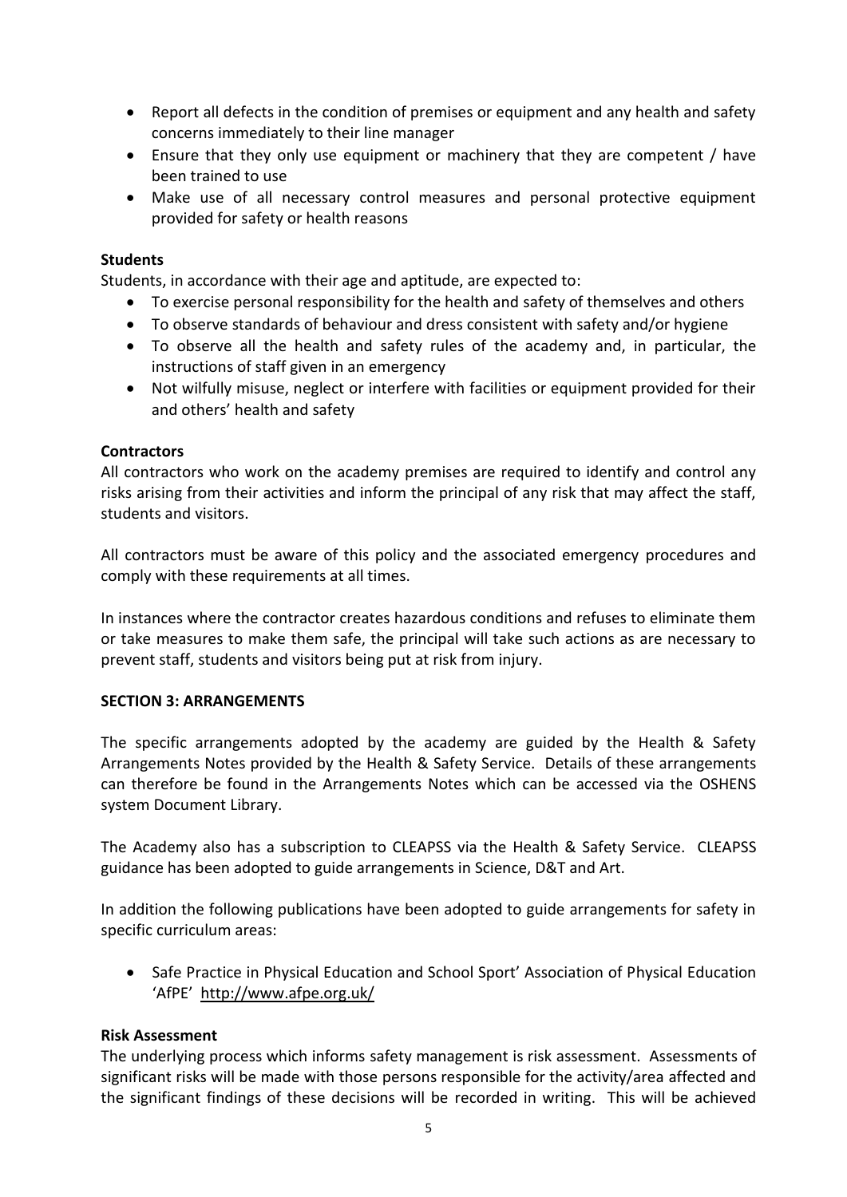- Report all defects in the condition of premises or equipment and any health and safety concerns immediately to their line manager
- Ensure that they only use equipment or machinery that they are competent / have been trained to use
- Make use of all necessary control measures and personal protective equipment provided for safety or health reasons

**Students**

Students, in accordance with their age and aptitude, are expected to:

- To exercise personal responsibility for the health and safety of themselves and others
- To observe standards of behaviour and dress consistent with safety and/or hygiene
- To observe all the health and safety rules of the academy and, in particular, the instructions of staff given in an emergency
- Not wilfully misuse, neglect or interfere with facilities or equipment provided for their and others' health and safety

**Contractors**

All contractors who work on the academy premises are required to identify and control any risks arising from their activities and inform the principal of any risk that may affect the staff, students and visitors.

All contractors must be aware of this policy and the associated emergency procedures and comply with these requirements at all times.

In instances where the contractor creates hazardous conditions and refuses to eliminate them or take measures to make them safe, the principal will take such actions as are necessary to prevent staff, students and visitors being put at risk from injury.

**SECTION 3: ARRANGEMENTS**

The specific arrangements adopted by the academy are guided by the Health & Safety Arrangements Notes provided by the Health & Safety Service. Details of these arrangements can therefore be found in the Arrangements Notes which can be accessed via the OSHENS system Document Library.

The Academy also has a subscription to CLEAPSS via the Health & Safety Service. CLEAPSS guidance has been adopted to guide arrangements in Science, D&T and Art.

In addition the following publications have been adopted to guide arrangements for safety in specific curriculum areas:

- Safe Practice in Physical Education and School Sport' Association of Physical Education 'AfPE' http://www.afpe.org.uk/

**Risk Assessment**

The underlying process which informs safety management is risk assessment. Assessments of significant risks will be made with those persons responsible for the activity/area affected and the significant findings of these decisions will be recorded in writing. This will be achieved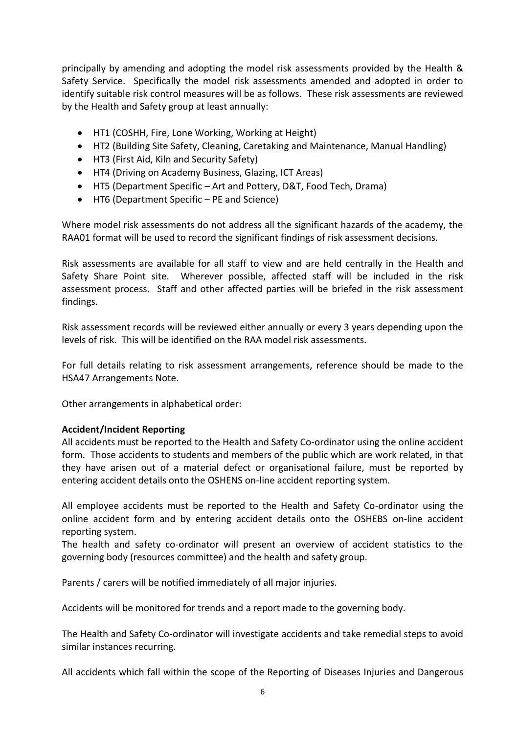principally by amending and adopting the model risk assessments provided by the Health & Safety Service. Specifically the model risk assessments amended and adopted in order to identify suitable risk control measures will be as follows. These risk assessments are reviewed by the Health and Safety group at least annually:

- HT1 (COSHH, Fire, Lone Working, Working at Height)
- HT2 (Building Site Safety, Cleaning, Caretaking and Maintenance, Manual Handling)
- HT3 (First Aid, Kiln and Security Safety)
- HT4 (Driving on Academy Business, Glazing, ICT Areas)
- HT5 (Department Specific – Art and Pottery, D&T, Food Tech, Drama)
- HT6 (Department Specific – PE and Science)

Where model risk assessments do not address all the significant hazards of the academy, the RAA01 format will be used to record the significant findings of risk assessment decisions.

Risk assessments are available for all staff to view and are held centrally in the Health and Safety Share Point site. Wherever possible, affected staff will be included in the risk assessment process. Staff and other affected parties will be briefed in the risk assessment findings.

Risk assessment records will be reviewed either annually or every 3 years depending upon the levels of risk. This will be identified on the RAA model risk assessments.

For full details relating to risk assessment arrangements, reference should be made to the HSA47 Arrangements Note.

Other arrangements in alphabetical order:

**Accident/Incident Reporting**

All accidents must be reported to the Health and Safety Co-ordinator using the online accident form. Those accidents to students and members of the public which are work related, in that they have arisen out of a material defect or organisational failure, must be reported by entering accident details onto the OSHENS on-line accident reporting system.

All employee accidents must be reported to the Health and Safety Co-ordinator using the online accident form and by entering accident details onto the OSHEBS on-line accident reporting system.
The health and safety co-ordinator will present an overview of accident statistics to the governing body (resources committee) and the health and safety group.

Parents / carers will be notified immediately of all major injuries.

Accidents will be monitored for trends and a report made to the governing body.

The Health and Safety Co-ordinator will investigate accidents and take remedial steps to avoid similar instances recurring.

All accidents which fall within the scope of the Reporting of Diseases Injuries and Dangerous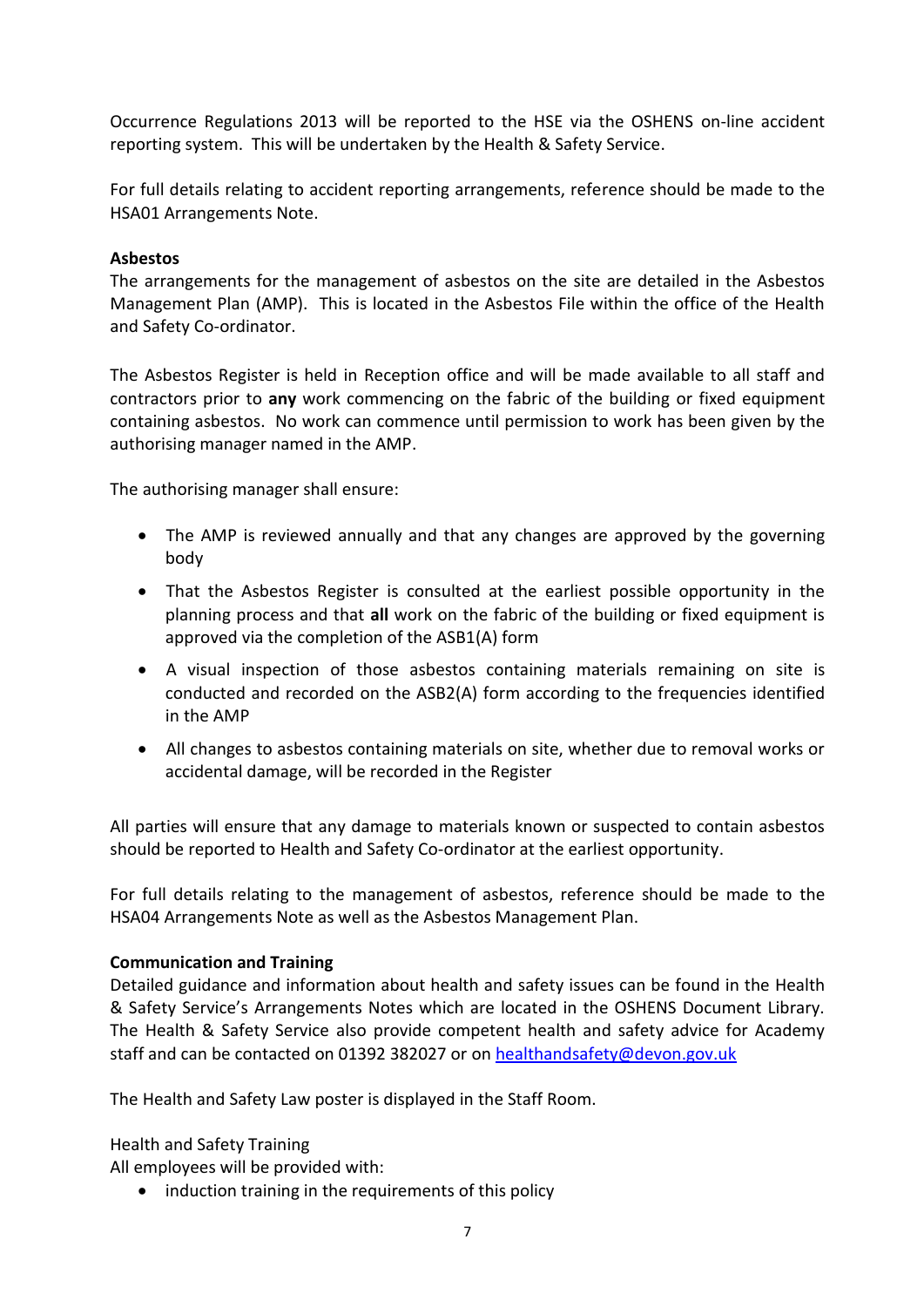Occurrence Regulations 2013 will be reported to the HSE via the OSHENS on-line accident reporting system. This will be undertaken by the Health & Safety Service.

For full details relating to accident reporting arrangements, reference should be made to the HSA01 Arrangements Note.

**Asbestos**

The arrangements for the management of asbestos on the site are detailed in the Asbestos Management Plan (AMP). This is located in the Asbestos File within the office of the Health and Safety Co-ordinator.

The Asbestos Register is held in Reception office and will be made available to all staff and contractors prior to **any** work commencing on the fabric of the building or fixed equipment containing asbestos. No work can commence until permission to work has been given by the authorising manager named in the AMP.

The authorising manager shall ensure:

- The AMP is reviewed annually and that any changes are approved by the governing body
- That the Asbestos Register is consulted at the earliest possible opportunity in the planning process and that **all** work on the fabric of the building or fixed equipment is approved via the completion of the ASB1(A) form
- A visual inspection of those asbestos containing materials remaining on site is conducted and recorded on the ASB2(A) form according to the frequencies identified in the AMP
- All changes to asbestos containing materials on site, whether due to removal works or accidental damage, will be recorded in the Register

All parties will ensure that any damage to materials known or suspected to contain asbestos should be reported to Health and Safety Co-ordinator at the earliest opportunity.

For full details relating to the management of asbestos, reference should be made to the HSA04 Arrangements Note as well as the Asbestos Management Plan.

**Communication and Training**

Detailed guidance and information about health and safety issues can be found in the Health & Safety Service's Arrangements Notes which are located in the OSHENS Document Library. The Health & Safety Service also provide competent health and safety advice for Academy staff and can be contacted on 01392 382027 or on healthandsafety@devon.gov.uk

The Health and Safety Law poster is displayed in the Staff Room.

Health and Safety Training

All employees will be provided with:

- induction training in the requirements of this policy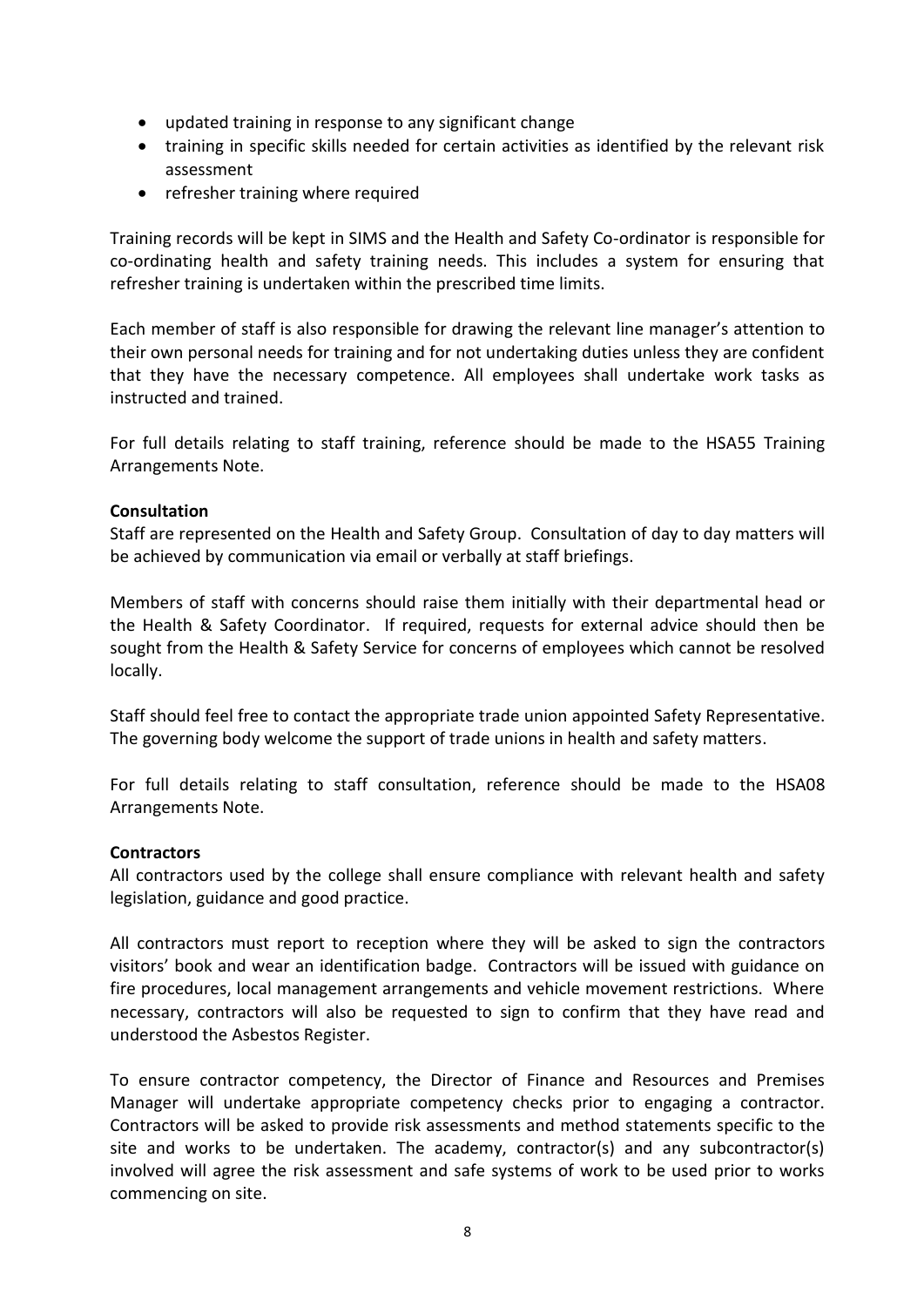- updated training in response to any significant change
- training in specific skills needed for certain activities as identified by the relevant risk assessment
- refresher training where required

Training records will be kept in SIMS and the Health and Safety Co-ordinator is responsible for co-ordinating health and safety training needs. This includes a system for ensuring that refresher training is undertaken within the prescribed time limits.

Each member of staff is also responsible for drawing the relevant line manager's attention to their own personal needs for training and for not undertaking duties unless they are confident that they have the necessary competence. All employees shall undertake work tasks as instructed and trained.

For full details relating to staff training, reference should be made to the HSA55 Training Arrangements Note.

**Consultation**

Staff are represented on the Health and Safety Group. Consultation of day to day matters will be achieved by communication via email or verbally at staff briefings.

Members of staff with concerns should raise them initially with their departmental head or the Health & Safety Coordinator. If required, requests for external advice should then be sought from the Health & Safety Service for concerns of employees which cannot be resolved locally.

Staff should feel free to contact the appropriate trade union appointed Safety Representative. The governing body welcome the support of trade unions in health and safety matters.

For full details relating to staff consultation, reference should be made to the HSA08 Arrangements Note.

**Contractors**

All contractors used by the college shall ensure compliance with relevant health and safety legislation, guidance and good practice.

All contractors must report to reception where they will be asked to sign the contractors visitors' book and wear an identification badge. Contractors will be issued with guidance on fire procedures, local management arrangements and vehicle movement restrictions. Where necessary, contractors will also be requested to sign to confirm that they have read and understood the Asbestos Register.

To ensure contractor competency, the Director of Finance and Resources and Premises Manager will undertake appropriate competency checks prior to engaging a contractor. Contractors will be asked to provide risk assessments and method statements specific to the site and works to be undertaken. The academy, contractor(s) and any subcontractor(s) involved will agree the risk assessment and safe systems of work to be used prior to works commencing on site.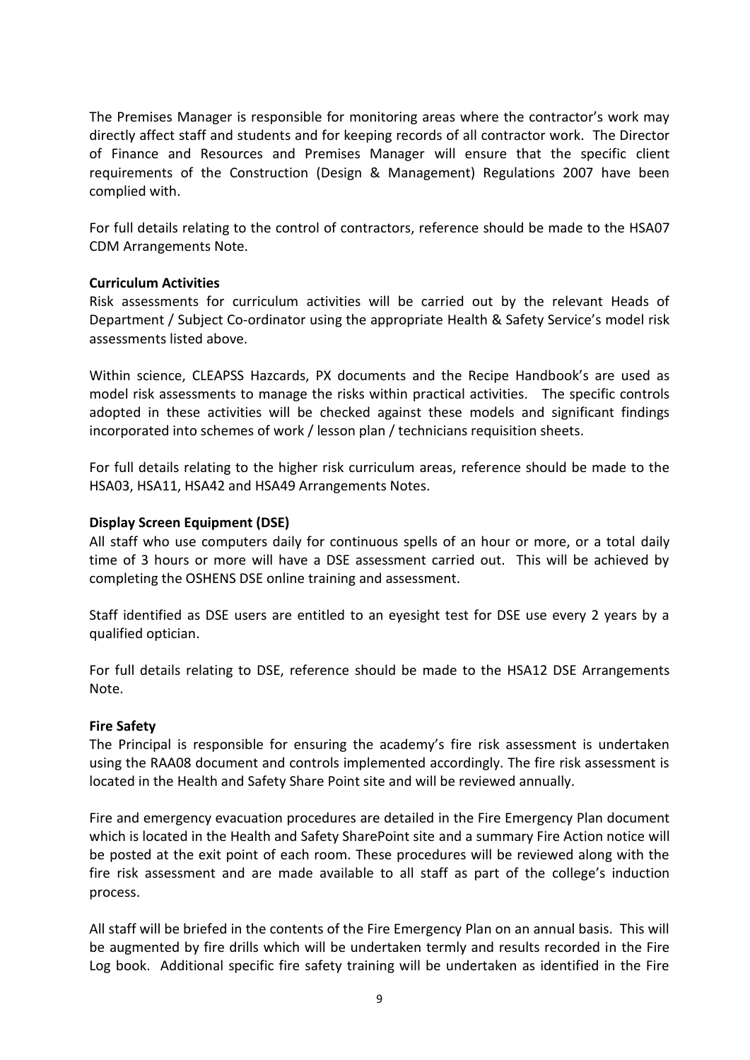The Premises Manager is responsible for monitoring areas where the contractor's work may directly affect staff and students and for keeping records of all contractor work. The Director of Finance and Resources and Premises Manager will ensure that the specific client requirements of the Construction (Design & Management) Regulations 2007 have been complied with.

For full details relating to the control of contractors, reference should be made to the HSA07 CDM Arrangements Note.

**Curriculum Activities**

Risk assessments for curriculum activities will be carried out by the relevant Heads of Department / Subject Co-ordinator using the appropriate Health & Safety Service's model risk assessments listed above.

Within science, CLEAPSS Hazcards, PX documents and the Recipe Handbook's are used as model risk assessments to manage the risks within practical activities. The specific controls adopted in these activities will be checked against these models and significant findings incorporated into schemes of work / lesson plan / technicians requisition sheets.

For full details relating to the higher risk curriculum areas, reference should be made to the HSA03, HSA11, HSA42 and HSA49 Arrangements Notes.

**Display Screen Equipment (DSE)**

All staff who use computers daily for continuous spells of an hour or more, or a total daily time of 3 hours or more will have a DSE assessment carried out. This will be achieved by completing the OSHENS DSE online training and assessment.

Staff identified as DSE users are entitled to an eyesight test for DSE use every 2 years by a qualified optician.

For full details relating to DSE, reference should be made to the HSA12 DSE Arrangements Note.

**Fire Safety**

The Principal is responsible for ensuring the academy's fire risk assessment is undertaken using the RAA08 document and controls implemented accordingly. The fire risk assessment is located in the Health and Safety Share Point site and will be reviewed annually.

Fire and emergency evacuation procedures are detailed in the Fire Emergency Plan document which is located in the Health and Safety SharePoint site and a summary Fire Action notice will be posted at the exit point of each room. These procedures will be reviewed along with the fire risk assessment and are made available to all staff as part of the college's induction process.

All staff will be briefed in the contents of the Fire Emergency Plan on an annual basis. This will be augmented by fire drills which will be undertaken termly and results recorded in the Fire Log book. Additional specific fire safety training will be undertaken as identified in the Fire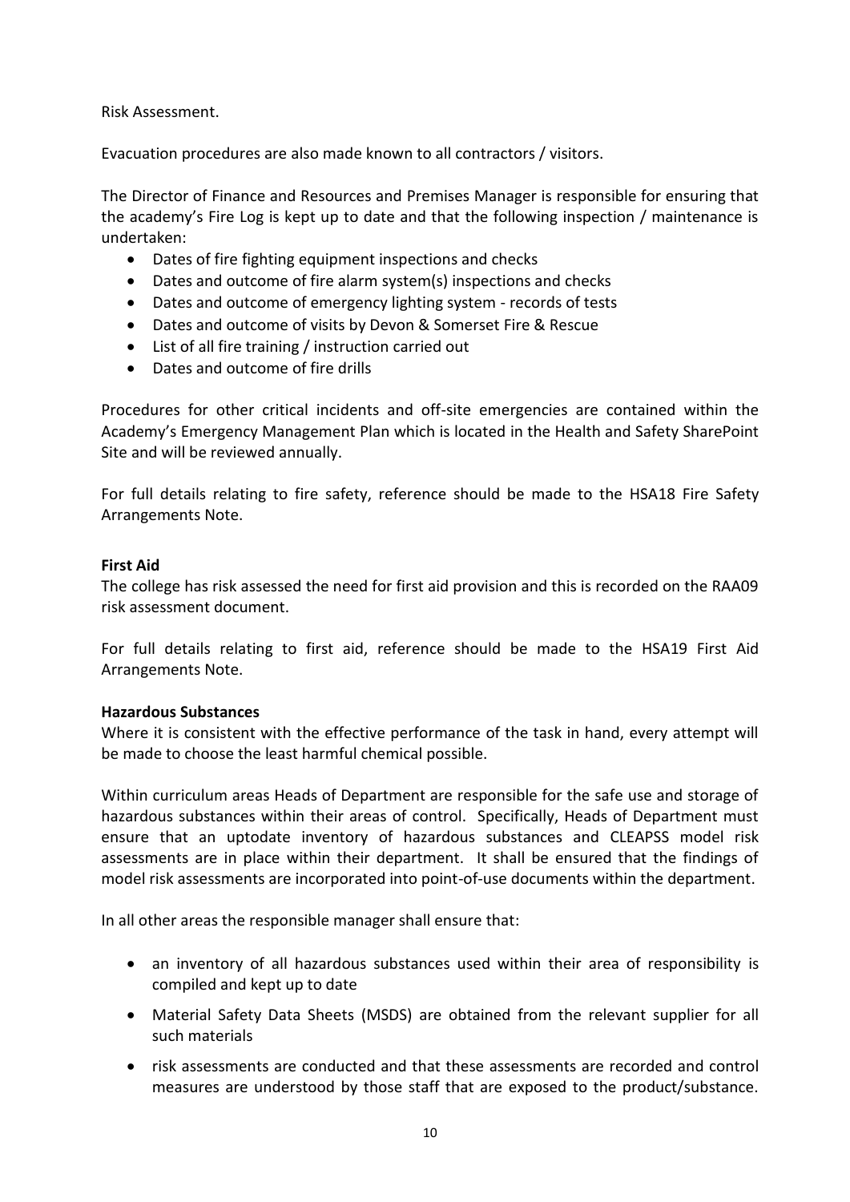Risk Assessment.

Evacuation procedures are also made known to all contractors / visitors.

The Director of Finance and Resources and Premises Manager is responsible for ensuring that the academy's Fire Log is kept up to date and that the following inspection / maintenance is undertaken:

- Dates of fire fighting equipment inspections and checks
- Dates and outcome of fire alarm system(s) inspections and checks
- Dates and outcome of emergency lighting system - records of tests
- Dates and outcome of visits by Devon & Somerset Fire & Rescue
- List of all fire training / instruction carried out
- Dates and outcome of fire drills

Procedures for other critical incidents and off-site emergencies are contained within the Academy's Emergency Management Plan which is located in the Health and Safety SharePoint Site and will be reviewed annually.

For full details relating to fire safety, reference should be made to the HSA18 Fire Safety Arrangements Note.

**First Aid**

The college has risk assessed the need for first aid provision and this is recorded on the RAA09 risk assessment document.

For full details relating to first aid, reference should be made to the HSA19 First Aid Arrangements Note.

**Hazardous Substances**

Where it is consistent with the effective performance of the task in hand, every attempt will be made to choose the least harmful chemical possible.

Within curriculum areas Heads of Department are responsible for the safe use and storage of hazardous substances within their areas of control. Specifically, Heads of Department must ensure that an uptodate inventory of hazardous substances and CLEAPSS model risk assessments are in place within their department. It shall be ensured that the findings of model risk assessments are incorporated into point-of-use documents within the department.

In all other areas the responsible manager shall ensure that:

- an inventory of all hazardous substances used within their area of responsibility is compiled and kept up to date
- Material Safety Data Sheets (MSDS) are obtained from the relevant supplier for all such materials
- risk assessments are conducted and that these assessments are recorded and control measures are understood by those staff that are exposed to the product/substance.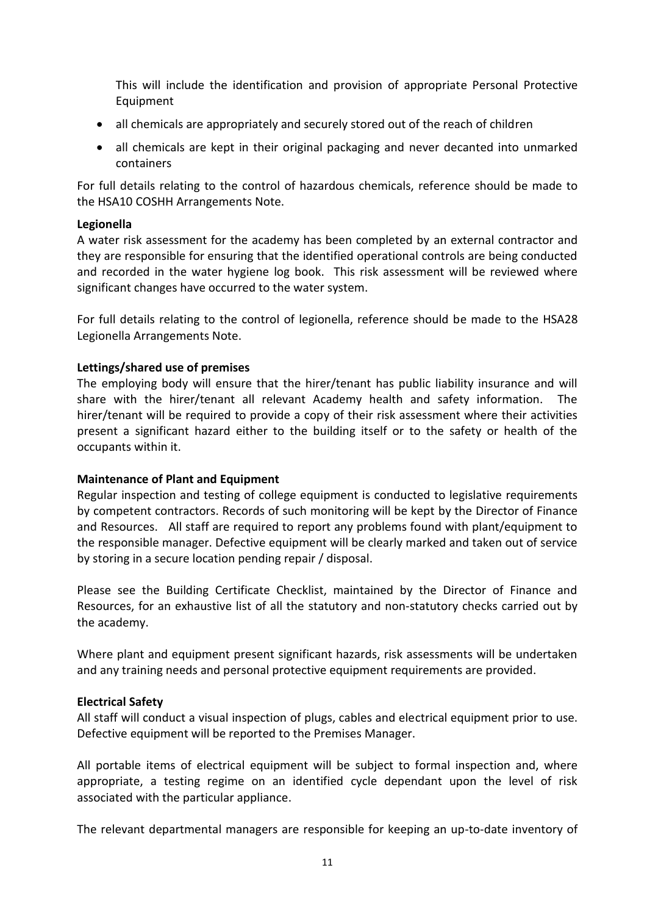This will include the identification and provision of appropriate Personal Protective Equipment

- all chemicals are appropriately and securely stored out of the reach of children
- all chemicals are kept in their original packaging and never decanted into unmarked containers

For full details relating to the control of hazardous chemicals, reference should be made to the HSA10 COSHH Arrangements Note.

**Legionella**
A water risk assessment for the academy has been completed by an external contractor and they are responsible for ensuring that the identified operational controls are being conducted and recorded in the water hygiene log book. This risk assessment will be reviewed where significant changes have occurred to the water system.

For full details relating to the control of legionella, reference should be made to the HSA28 Legionella Arrangements Note.

**Lettings/shared use of premises**
The employing body will ensure that the hirer/tenant has public liability insurance and will share with the hirer/tenant all relevant Academy health and safety information. The hirer/tenant will be required to provide a copy of their risk assessment where their activities present a significant hazard either to the building itself or to the safety or health of the occupants within it.

**Maintenance of Plant and Equipment**
Regular inspection and testing of college equipment is conducted to legislative requirements by competent contractors. Records of such monitoring will be kept by the Director of Finance and Resources. All staff are required to report any problems found with plant/equipment to the responsible manager. Defective equipment will be clearly marked and taken out of service by storing in a secure location pending repair / disposal.

Please see the Building Certificate Checklist, maintained by the Director of Finance and Resources, for an exhaustive list of all the statutory and non-statutory checks carried out by the academy.

Where plant and equipment present significant hazards, risk assessments will be undertaken and any training needs and personal protective equipment requirements are provided.

**Electrical Safety**
All staff will conduct a visual inspection of plugs, cables and electrical equipment prior to use. Defective equipment will be reported to the Premises Manager.

All portable items of electrical equipment will be subject to formal inspection and, where appropriate, a testing regime on an identified cycle dependant upon the level of risk associated with the particular appliance.

The relevant departmental managers are responsible for keeping an up-to-date inventory of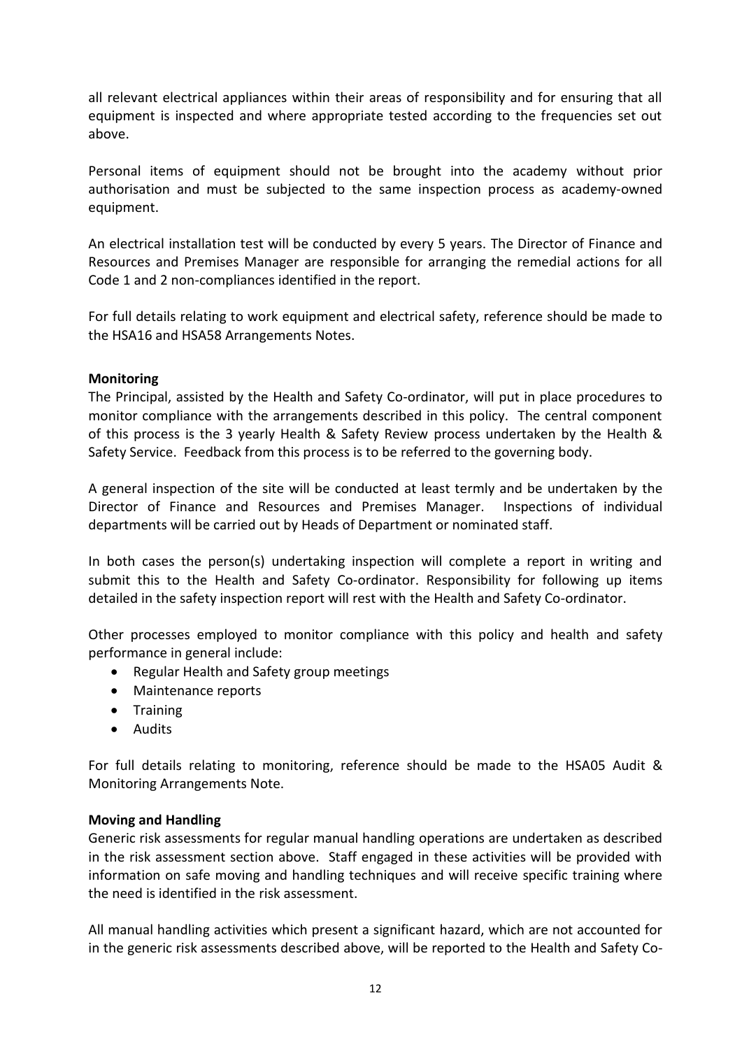all relevant electrical appliances within their areas of responsibility and for ensuring that all equipment is inspected and where appropriate tested according to the frequencies set out above.

Personal items of equipment should not be brought into the academy without prior authorisation and must be subjected to the same inspection process as academy-owned equipment.

An electrical installation test will be conducted by every 5 years. The Director of Finance and Resources and Premises Manager are responsible for arranging the remedial actions for all Code 1 and 2 non-compliances identified in the report.

For full details relating to work equipment and electrical safety, reference should be made to the HSA16 and HSA58 Arrangements Notes.

**Monitoring**

The Principal, assisted by the Health and Safety Co-ordinator, will put in place procedures to monitor compliance with the arrangements described in this policy. The central component of this process is the 3 yearly Health & Safety Review process undertaken by the Health & Safety Service. Feedback from this process is to be referred to the governing body.

A general inspection of the site will be conducted at least termly and be undertaken by the Director of Finance and Resources and Premises Manager. Inspections of individual departments will be carried out by Heads of Department or nominated staff.

In both cases the person(s) undertaking inspection will complete a report in writing and submit this to the Health and Safety Co-ordinator. Responsibility for following up items detailed in the safety inspection report will rest with the Health and Safety Co-ordinator.

Other processes employed to monitor compliance with this policy and health and safety performance in general include:

- Regular Health and Safety group meetings
- Maintenance reports
- Training
- Audits

For full details relating to monitoring, reference should be made to the HSA05 Audit & Monitoring Arrangements Note.

**Moving and Handling**

Generic risk assessments for regular manual handling operations are undertaken as described in the risk assessment section above. Staff engaged in these activities will be provided with information on safe moving and handling techniques and will receive specific training where the need is identified in the risk assessment.

All manual handling activities which present a significant hazard, which are not accounted for in the generic risk assessments described above, will be reported to the Health and Safety Co-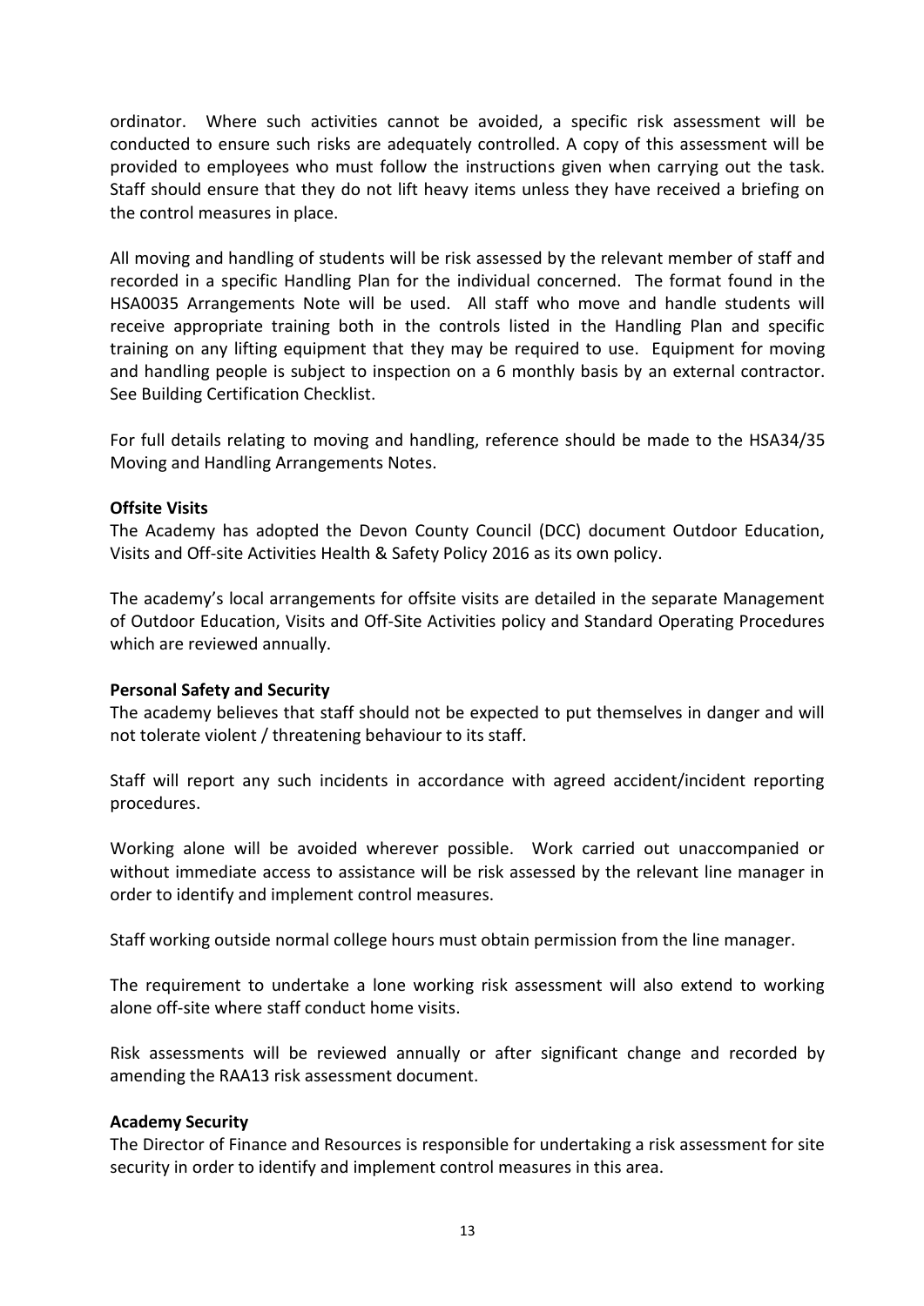ordinator. Where such activities cannot be avoided, a specific risk assessment will be conducted to ensure such risks are adequately controlled. A copy of this assessment will be provided to employees who must follow the instructions given when carrying out the task. Staff should ensure that they do not lift heavy items unless they have received a briefing on the control measures in place.

All moving and handling of students will be risk assessed by the relevant member of staff and recorded in a specific Handling Plan for the individual concerned. The format found in the HSA0035 Arrangements Note will be used. All staff who move and handle students will receive appropriate training both in the controls listed in the Handling Plan and specific training on any lifting equipment that they may be required to use. Equipment for moving and handling people is subject to inspection on a 6 monthly basis by an external contractor. See Building Certification Checklist.

For full details relating to moving and handling, reference should be made to the HSA34/35 Moving and Handling Arrangements Notes.

**Offsite Visits**

The Academy has adopted the Devon County Council (DCC) document Outdoor Education, Visits and Off-site Activities Health & Safety Policy 2016 as its own policy.

The academy's local arrangements for offsite visits are detailed in the separate Management of Outdoor Education, Visits and Off-Site Activities policy and Standard Operating Procedures which are reviewed annually.

**Personal Safety and Security**

The academy believes that staff should not be expected to put themselves in danger and will not tolerate violent / threatening behaviour to its staff.

Staff will report any such incidents in accordance with agreed accident/incident reporting procedures.

Working alone will be avoided wherever possible. Work carried out unaccompanied or without immediate access to assistance will be risk assessed by the relevant line manager in order to identify and implement control measures.

Staff working outside normal college hours must obtain permission from the line manager.

The requirement to undertake a lone working risk assessment will also extend to working alone off-site where staff conduct home visits.

Risk assessments will be reviewed annually or after significant change and recorded by amending the RAA13 risk assessment document.

**Academy Security**

The Director of Finance and Resources is responsible for undertaking a risk assessment for site security in order to identify and implement control measures in this area.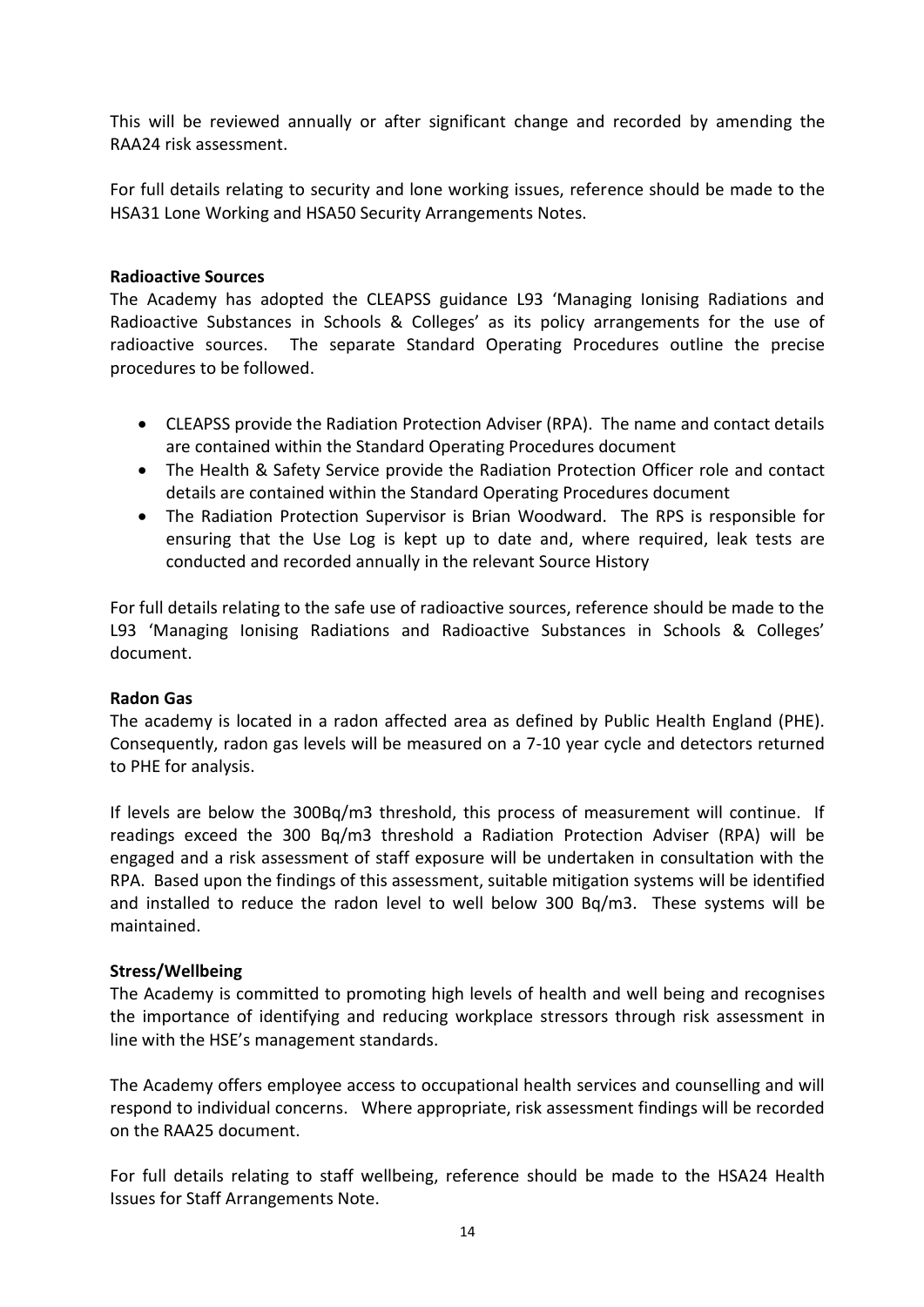This will be reviewed annually or after significant change and recorded by amending the RAA24 risk assessment.

For full details relating to security and lone working issues, reference should be made to the HSA31 Lone Working and HSA50 Security Arrangements Notes.

**Radioactive Sources**

The Academy has adopted the CLEAPSS guidance L93 'Managing Ionising Radiations and Radioactive Substances in Schools & Colleges' as its policy arrangements for the use of radioactive sources. The separate Standard Operating Procedures outline the precise procedures to be followed.

- CLEAPSS provide the Radiation Protection Adviser (RPA). The name and contact details are contained within the Standard Operating Procedures document
- The Health & Safety Service provide the Radiation Protection Officer role and contact details are contained within the Standard Operating Procedures document
- The Radiation Protection Supervisor is Brian Woodward. The RPS is responsible for ensuring that the Use Log is kept up to date and, where required, leak tests are conducted and recorded annually in the relevant Source History

For full details relating to the safe use of radioactive sources, reference should be made to the L93 'Managing Ionising Radiations and Radioactive Substances in Schools & Colleges' document.

**Radon Gas**

The academy is located in a radon affected area as defined by Public Health England (PHE). Consequently, radon gas levels will be measured on a 7-10 year cycle and detectors returned to PHE for analysis.

If levels are below the 300Bq/m3 threshold, this process of measurement will continue. If readings exceed the 300 Bq/m3 threshold a Radiation Protection Adviser (RPA) will be engaged and a risk assessment of staff exposure will be undertaken in consultation with the RPA. Based upon the findings of this assessment, suitable mitigation systems will be identified and installed to reduce the radon level to well below 300 Bq/m3. These systems will be maintained.

**Stress/Wellbeing**

The Academy is committed to promoting high levels of health and well being and recognises the importance of identifying and reducing workplace stressors through risk assessment in line with the HSE's management standards.

The Academy offers employee access to occupational health services and counselling and will respond to individual concerns. Where appropriate, risk assessment findings will be recorded on the RAA25 document.

For full details relating to staff wellbeing, reference should be made to the HSA24 Health Issues for Staff Arrangements Note.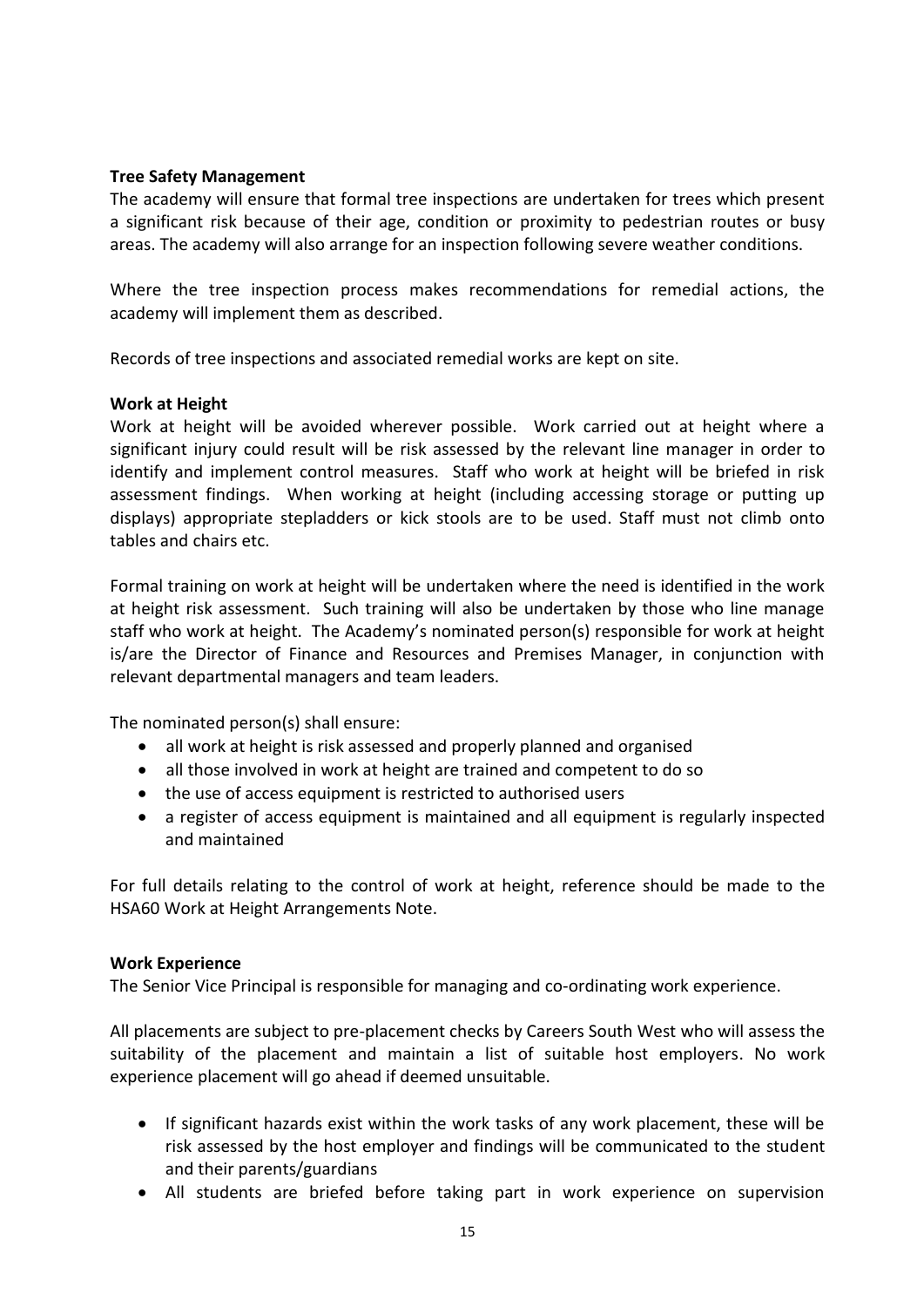**Tree Safety Management**

The academy will ensure that formal tree inspections are undertaken for trees which present a significant risk because of their age, condition or proximity to pedestrian routes or busy areas. The academy will also arrange for an inspection following severe weather conditions.

Where the tree inspection process makes recommendations for remedial actions, the academy will implement them as described.

Records of tree inspections and associated remedial works are kept on site.

**Work at Height**

Work at height will be avoided wherever possible. Work carried out at height where a significant injury could result will be risk assessed by the relevant line manager in order to identify and implement control measures. Staff who work at height will be briefed in risk assessment findings. When working at height (including accessing storage or putting up displays) appropriate stepladders or kick stools are to be used. Staff must not climb onto tables and chairs etc.

Formal training on work at height will be undertaken where the need is identified in the work at height risk assessment. Such training will also be undertaken by those who line manage staff who work at height. The Academy's nominated person(s) responsible for work at height is/are the Director of Finance and Resources and Premises Manager, in conjunction with relevant departmental managers and team leaders.

The nominated person(s) shall ensure:

- all work at height is risk assessed and properly planned and organised
- all those involved in work at height are trained and competent to do so
- the use of access equipment is restricted to authorised users
- a register of access equipment is maintained and all equipment is regularly inspected and maintained

For full details relating to the control of work at height, reference should be made to the HSA60 Work at Height Arrangements Note.

**Work Experience**

The Senior Vice Principal is responsible for managing and co-ordinating work experience.

All placements are subject to pre-placement checks by Careers South West who will assess the suitability of the placement and maintain a list of suitable host employers. No work experience placement will go ahead if deemed unsuitable.

- If significant hazards exist within the work tasks of any work placement, these will be risk assessed by the host employer and findings will be communicated to the student and their parents/guardians
- All students are briefed before taking part in work experience on supervision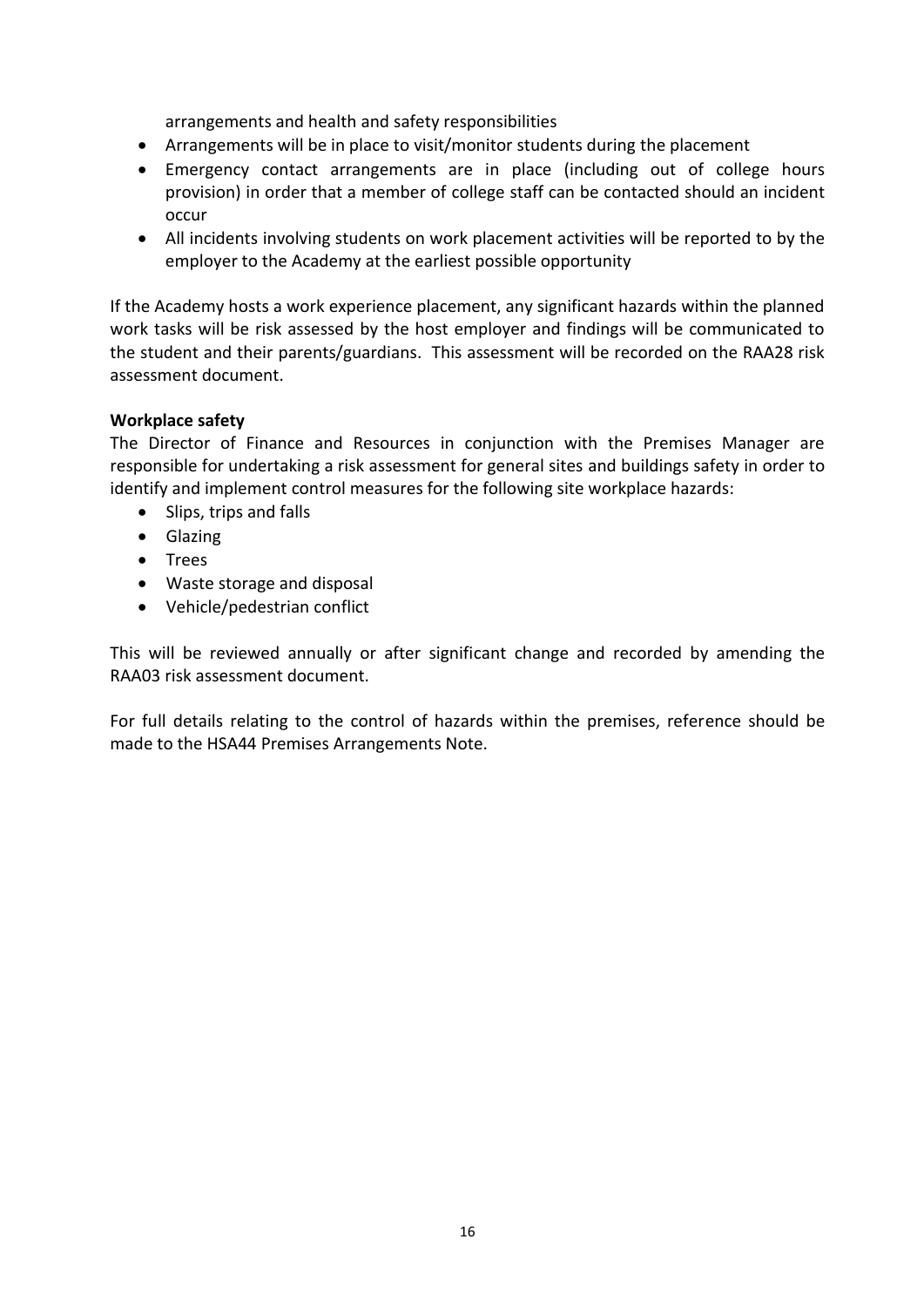arrangements and health and safety responsibilities

- Arrangements will be in place to visit/monitor students during the placement
- Emergency contact arrangements are in place (including out of college hours provision) in order that a member of college staff can be contacted should an incident occur
- All incidents involving students on work placement activities will be reported to by the employer to the Academy at the earliest possible opportunity

If the Academy hosts a work experience placement, any significant hazards within the planned work tasks will be risk assessed by the host employer and findings will be communicated to the student and their parents/guardians. This assessment will be recorded on the RAA28 risk assessment document.

**Workplace safety**

The Director of Finance and Resources in conjunction with the Premises Manager are responsible for undertaking a risk assessment for general sites and buildings safety in order to identify and implement control measures for the following site workplace hazards:

- Slips, trips and falls
- Glazing
- Trees
- Waste storage and disposal
- Vehicle/pedestrian conflict

This will be reviewed annually or after significant change and recorded by amending the RAA03 risk assessment document.

For full details relating to the control of hazards within the premises, reference should be made to the HSA44 Premises Arrangements Note.